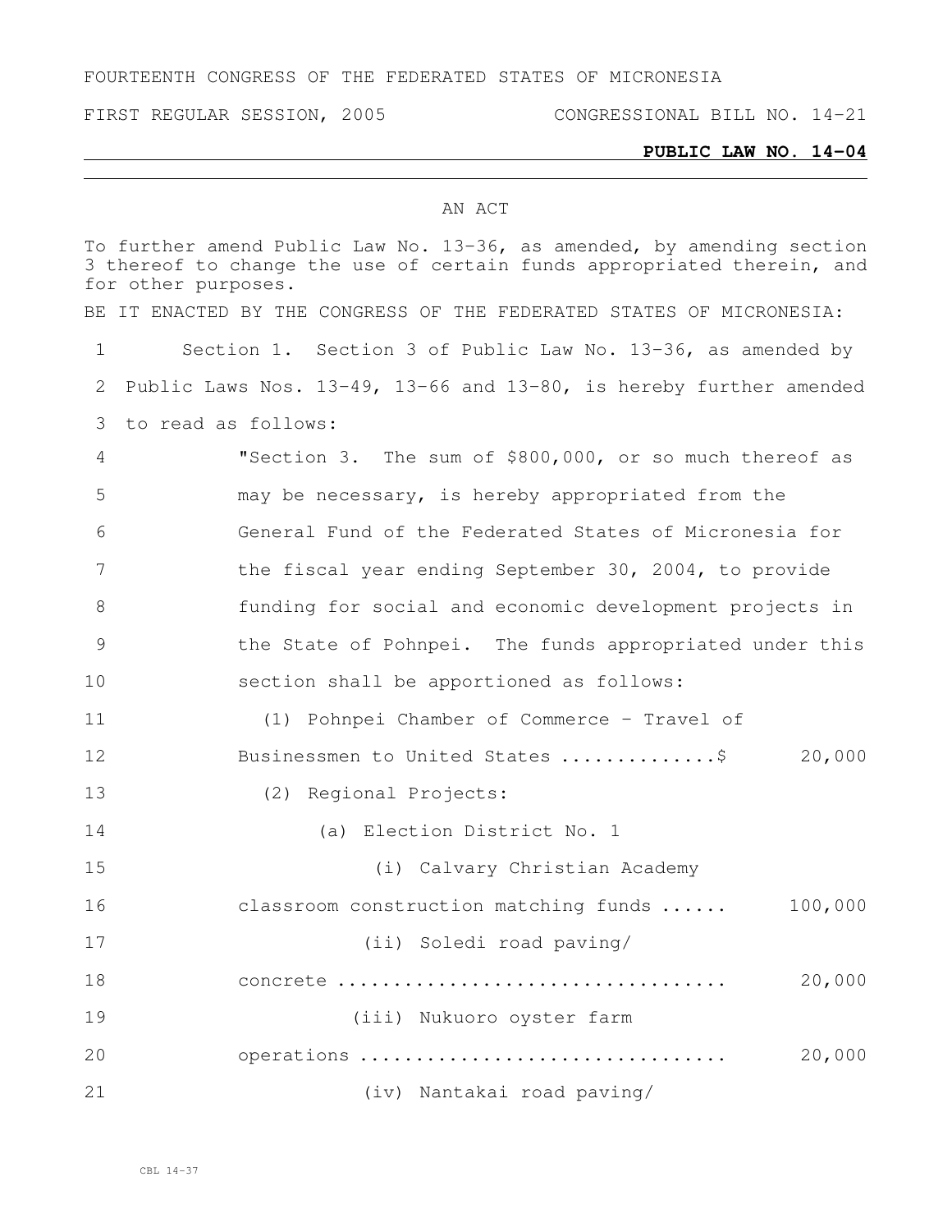FOURTEENTH CONGRESS OF THE FEDERATED STATES OF MICRONESIA

FIRST REGULAR SESSION, 2005 CONGRESSIONAL BILL NO. 14-21

**PUBLIC LAW NO. 14-04**

AN ACT

To further amend Public Law No. 13-36, as amended, by amending section 3 thereof to change the use of certain funds appropriated therein, and for other purposes.

BE IT ENACTED BY THE CONGRESS OF THE FEDERATED STATES OF MICRONESIA:

1 Section 1. Section 3 of Public Law No. 13-36, as amended by
2 Public Laws Nos. 13-49, 13-66 and 13-80, is hereby further amended
3 to read as follows:

4 "Section 3. The sum of $800,000, or so much thereof as
5 may be necessary, is hereby appropriated from the
6 General Fund of the Federated States of Micronesia for
7 the fiscal year ending September 30, 2004, to provide
8 funding for social and economic development projects in
9 the State of Pohnpei. The funds appropriated under this
10 section shall be apportioned as follows:

11 (1) Pohnpei Chamber of Commerce - Travel of
12 Businessmen to United States ..............$ 20,000

13 (2) Regional Projects:

14 (a) Election District No. 1

15 (i) Calvary Christian Academy
16 classroom construction matching funds ...... 100,000

17 (ii) Soledi road paving/
18 concrete .................................. 20,000

19 (iii) Nukuoro oyster farm
20 operations ................................ 20,000

21 (iv) Nantakai road paving/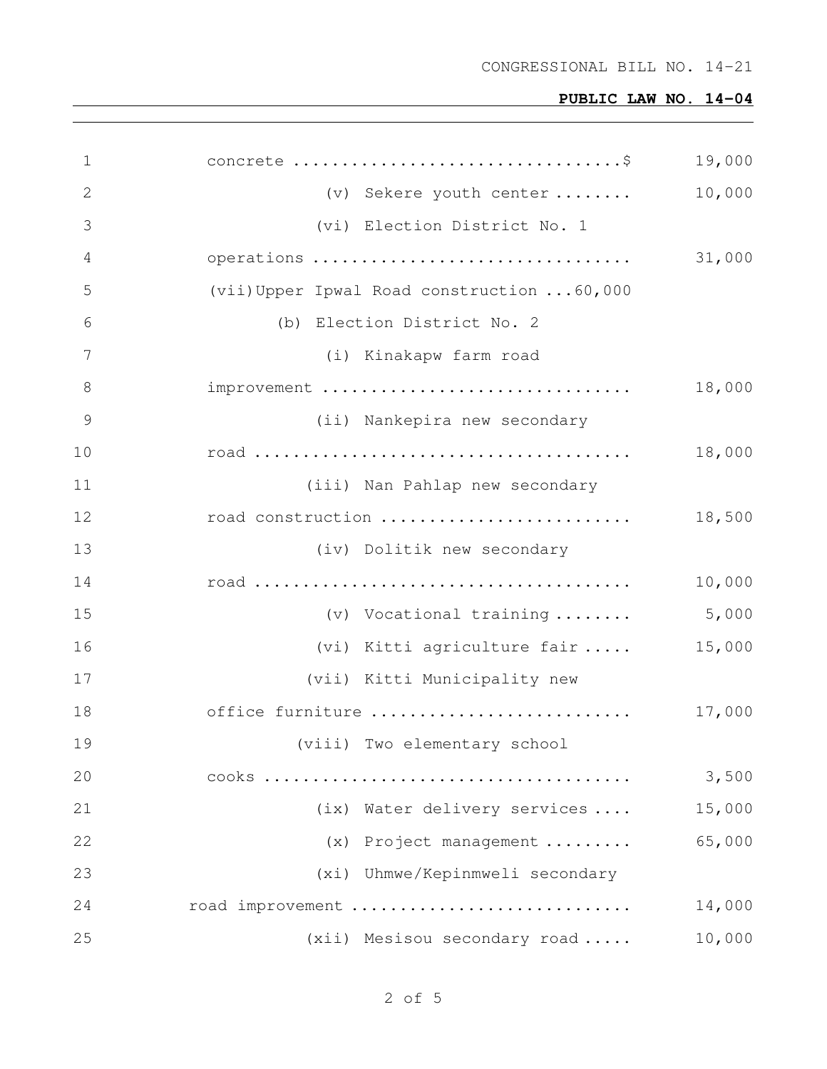concrete ..................................$ 19,000

(v) Sekere youth center ........ 10,000

(vi) Election District No. 1 operations ................................ 31,000

(vii) Upper Ipwal Road construction ...60,000

(b) Election District No. 2

(i) Kinakapw farm road improvement ................................ 18,000

(ii) Nankepira new secondary road ...................................... 18,000

(iii) Nan Pahlap new secondary road construction .......................... 18,500

(iv) Dolitik new secondary road ...................................... 10,000

(v) Vocational training ........ 5,000

(vi) Kitti agriculture fair ..... 15,000

(vii) Kitti Municipality new office furniture .......................... 17,000

(viii) Two elementary school cooks ..................................... 3,500

(ix) Water delivery services .... 15,000

(x) Project management ......... 65,000

(xi) Uhmwe/Kepinmweli secondary road improvement ............................ 14,000

(xii) Mesisou secondary road ..... 10,000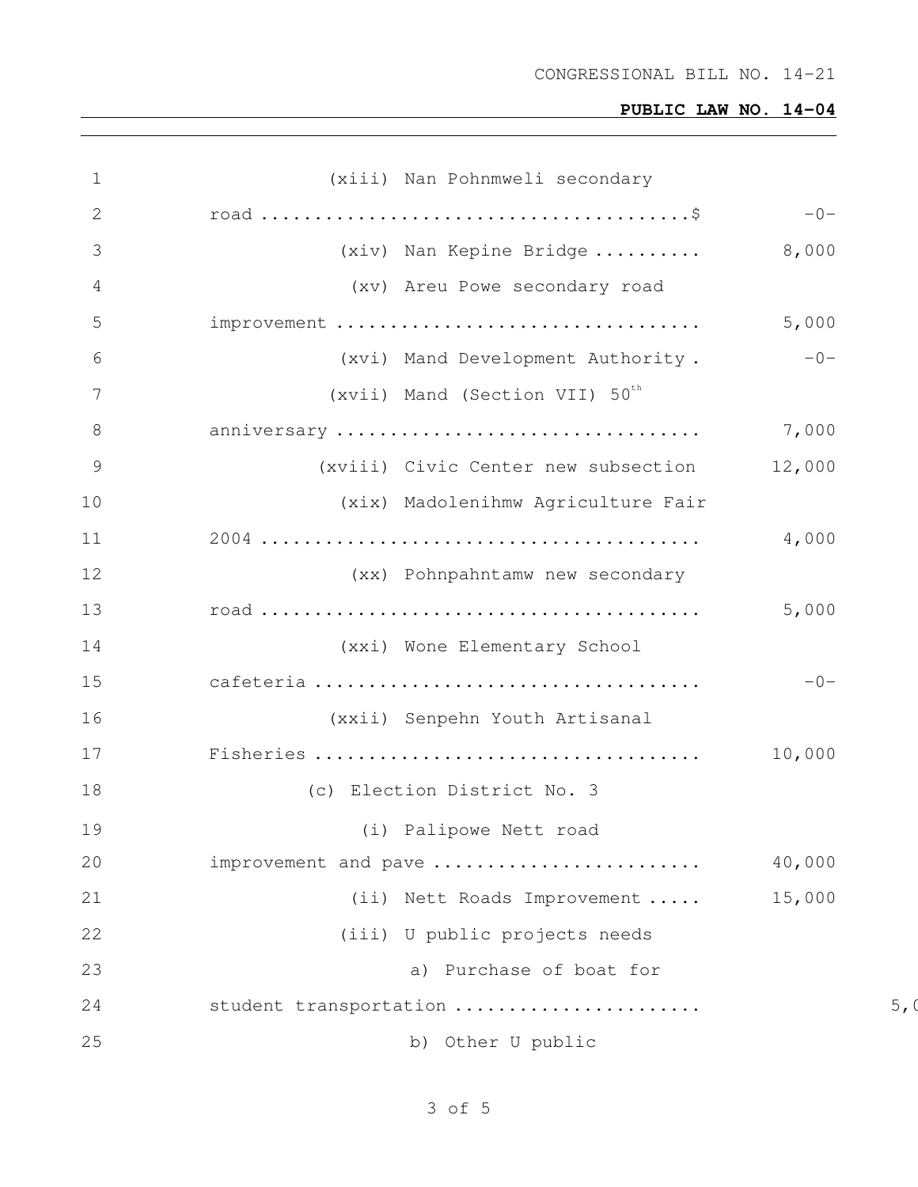(xiii) Nan Pohnmweli secondary road ........................................$ -0-

(xiv) Nan Kepine Bridge .......... 8,000

(xv) Areu Powe secondary road improvement ................................. 5,000

(xvi) Mand Development Authority . -0-

(xvii) Mand (Section VII) $50^{th}$ anniversary ................................. 7,000

(xviii) Civic Center new subsection 12,000

(xix) Madolenihmw Agriculture Fair 2004 ........................................ 4,000

(xx) Pohnpahntamw new secondary road ........................................ 5,000

(xxi) Wone Elementary School cafeteria ................................... -0-

(xxii) Senpehn Youth Artisanal Fisheries ................................... 10,000

(c) Election District No. 3

(i) Palipowe Nett road improvement and pave ........................ 40,000

(ii) Nett Roads Improvement ..... 15,000

(iii) U public projects needs

a) Purchase of boat for student transportation ...................... 5,0

b) Other U public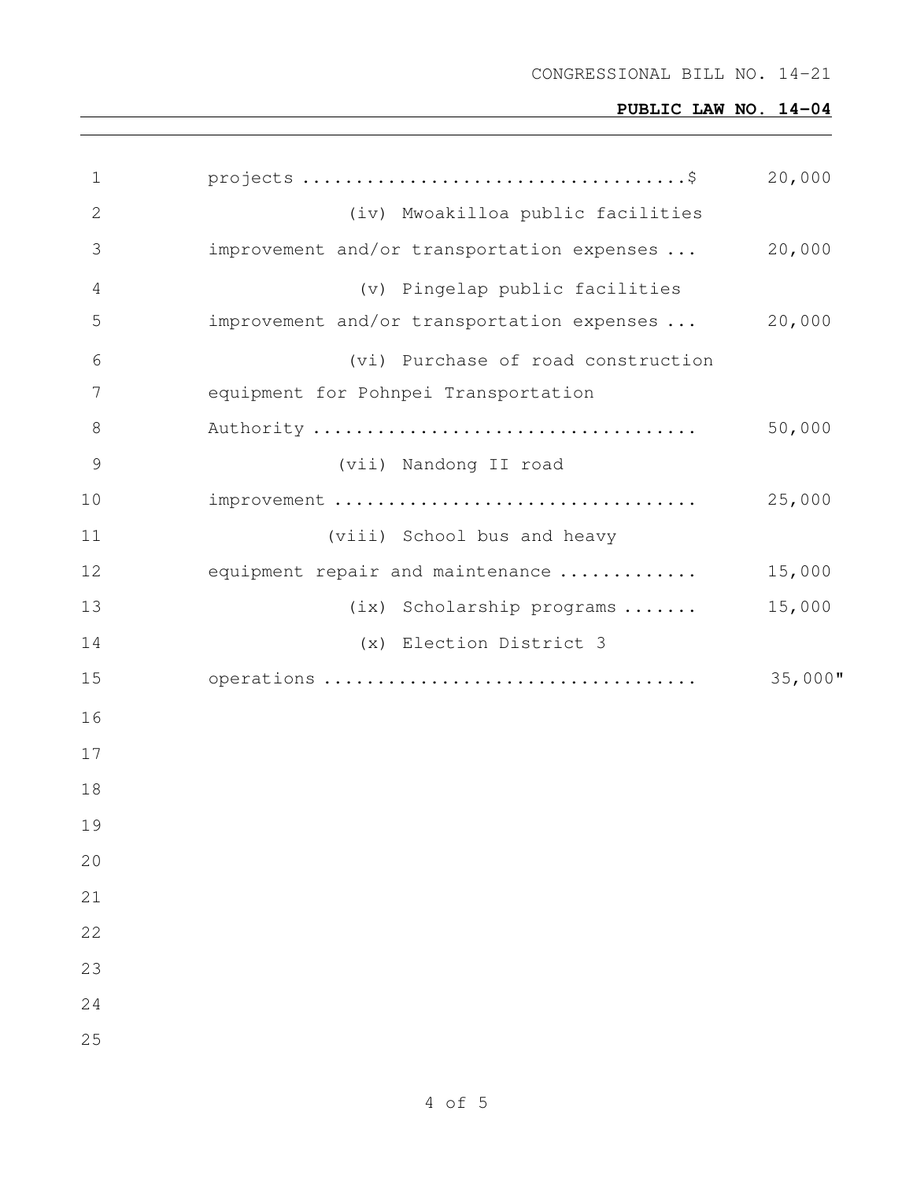projects ....................................$ 20,000

(iv) Mwoakilloa public facilities improvement and/or transportation expenses ... 20,000

(v) Pingelap public facilities improvement and/or transportation expenses ... 20,000

(vi) Purchase of road construction equipment for Pohnpei Transportation Authority .................................... 50,000

(vii) Nandong II road improvement .................................. 25,000

(viii) School bus and heavy equipment repair and maintenance ............. 15,000

(ix) Scholarship programs ....... 15,000

(x) Election District 3 operations .................................. 35,000"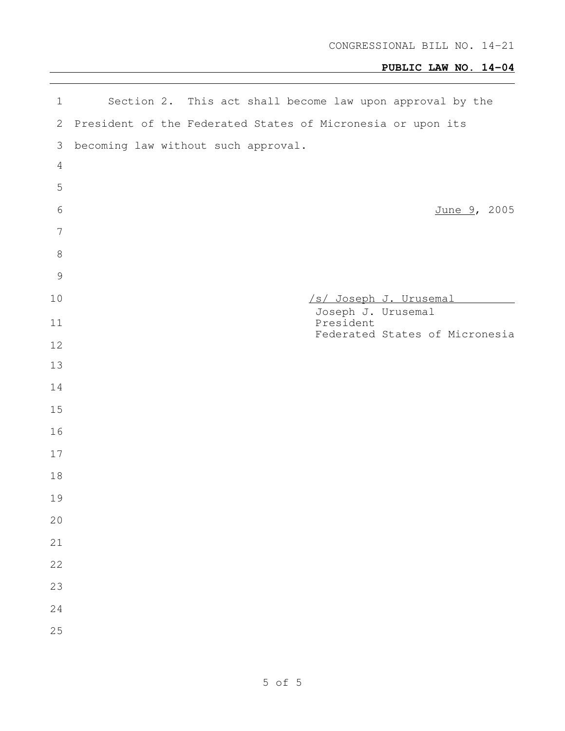Section 2. This act shall become law upon approval by the President of the Federated States of Micronesia or upon its becoming law without such approval.

June 9, 2005

/s/ Joseph J. Urusemal  
Joseph J. Urusemal  
President  
Federated States of Micronesia